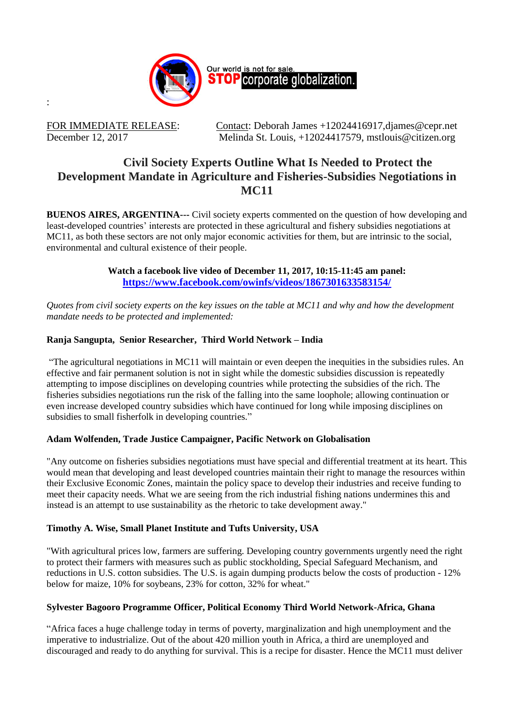Our world is not for sale.
**STOP** corporate globalization.

:

FOR IMMEDIATE RELEASE: Contact: Deborah James +12024416917,djames@cepr.net
December 12, 2017 Melinda St. Louis, +12024417579, mstlouis@citizen.org

# Civil Society Experts Outline What Is Needed to Protect the Development Mandate in Agriculture and Fisheries-Subsidies Negotiations in MC11

**BUENOS AIRES, ARGENTINA---** Civil society experts commented on the question of how developing and least-developed countries' interests are protected in these agricultural and fishery subsidies negotiations at MC11, as both these sectors are not only major economic activities for them, but are intrinsic to the social, environmental and cultural existence of their people.

**Watch a facebook live video of December 11, 2017, 10:15-11:45 am panel:**
**https://www.facebook.com/owinfs/videos/1867301633583154/**

*Quotes from civil society experts on the key issues on the table at MC11 and why and how the development mandate needs to be protected and implemented:*

**Ranja Sangupta, Senior Researcher, Third World Network – India**

"The agricultural negotiations in MC11 will maintain or even deepen the inequities in the subsidies rules. An effective and fair permanent solution is not in sight while the domestic subsidies discussion is repeatedly attempting to impose disciplines on developing countries while protecting the subsidies of the rich. The fisheries subsidies negotiations run the risk of the falling into the same loophole; allowing continuation or even increase developed country subsidies which have continued for long while imposing disciplines on subsidies to small fisherfolk in developing countries."

**Adam Wolfenden, Trade Justice Campaigner, Pacific Network on Globalisation**

"Any outcome on fisheries subsidies negotiations must have special and differential treatment at its heart. This would mean that developing and least developed countries maintain their right to manage the resources within their Exclusive Economic Zones, maintain the policy space to develop their industries and receive funding to meet their capacity needs. What we are seeing from the rich industrial fishing nations undermines this and instead is an attempt to use sustainability as the rhetoric to take development away."

**Timothy A. Wise, Small Planet Institute and Tufts University, USA**

"With agricultural prices low, farmers are suffering. Developing country governments urgently need the right to protect their farmers with measures such as public stockholding, Special Safeguard Mechanism, and reductions in U.S. cotton subsidies. The U.S. is again dumping products below the costs of production - 12% below for maize, 10% for soybeans, 23% for cotton, 32% for wheat."

**Sylvester Bagooro Programme Officer, Political Economy Third World Network-Africa, Ghana**

"Africa faces a huge challenge today in terms of poverty, marginalization and high unemployment and the imperative to industrialize. Out of the about 420 million youth in Africa, a third are unemployed and discouraged and ready to do anything for survival. This is a recipe for disaster. Hence the MC11 must deliver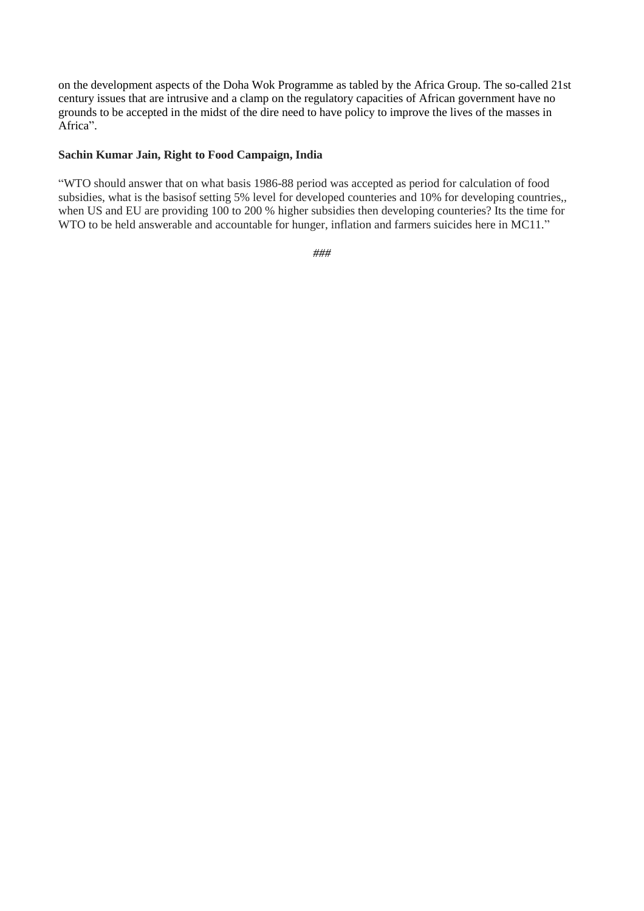on the development aspects of the Doha Wok Programme as tabled by the Africa Group. The so-called 21st century issues that are intrusive and a clamp on the regulatory capacities of African government have no grounds to be accepted in the midst of the dire need to have policy to improve the lives of the masses in Africa".

**Sachin Kumar Jain, Right to Food Campaign, India**

"WTO should answer that on what basis 1986-88 period was accepted as period for calculation of food subsidies, what is the basisof setting 5% level for developed counteries and 10% for developing countries,, when US and EU are providing 100 to 200 % higher subsidies then developing counteries? Its the time for WTO to be held answerable and accountable for hunger, inflation and farmers suicides here in MC11."

###